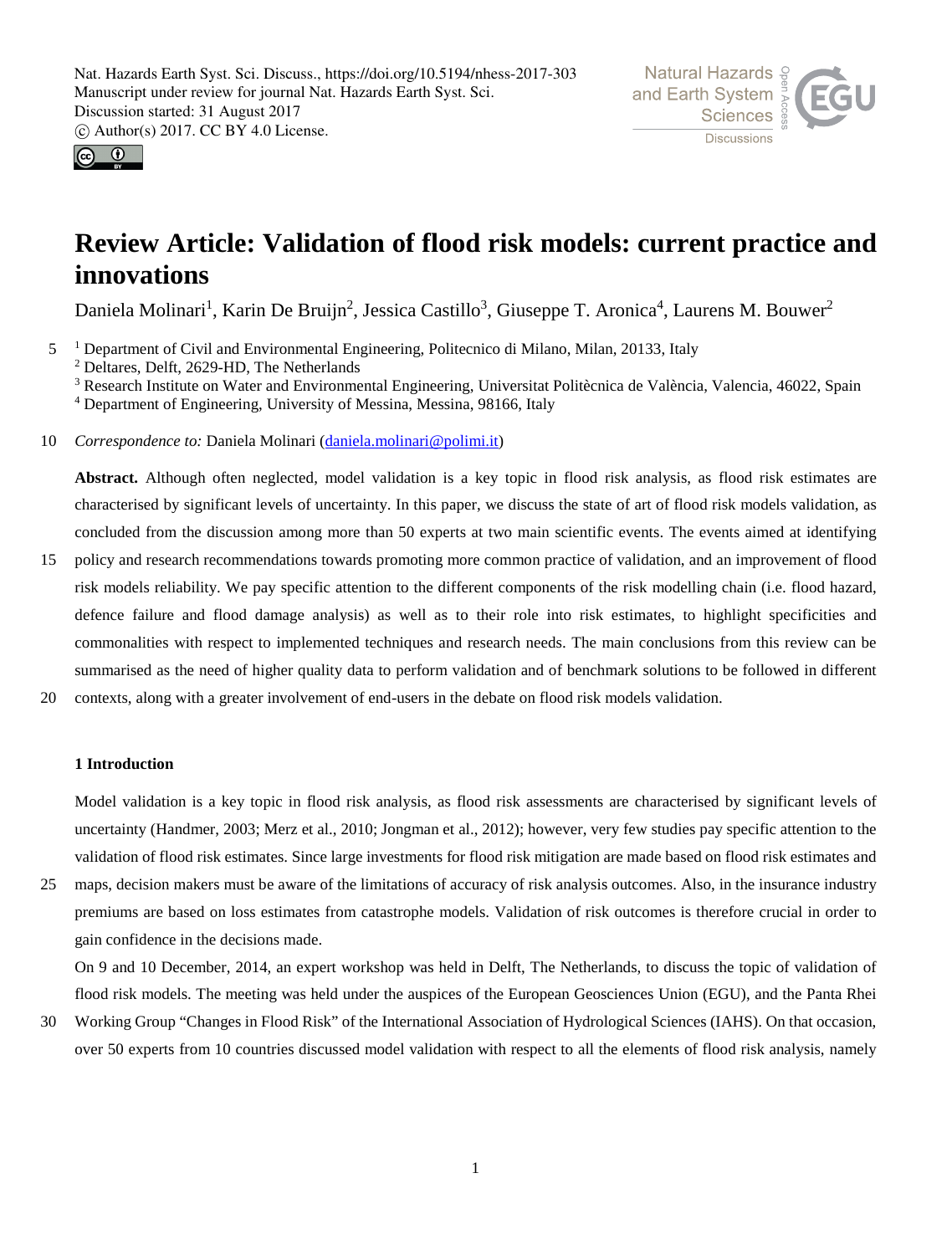# Review Article: Validation of flood risk models: current practice and innovations

Daniela Molinari[1], Karin De Bruijn[2], Jessica Castillo[3], Giuseppe T. Aronica[4], Laurens M. Bouwer[2]

[1] Department of Civil and Environmental Engineering, Politecnico di Milano, Milan, 20133, Italy
[2] Deltares, Delft, 2629-HD, The Netherlands
[3] Research Institute on Water and Environmental Engineering, Universitat Politècnica de València, Valencia, 46022, Spain
[4] Department of Engineering, University of Messina, Messina, 98166, Italy

*Correspondence to:* Daniela Molinari (daniela.molinari@polimi.it)

**Abstract.** Although often neglected, model validation is a key topic in flood risk analysis, as flood risk estimates are characterised by significant levels of uncertainty. In this paper, we discuss the state of art of flood risk models validation, as concluded from the discussion among more than 50 experts at two main scientific events. The events aimed at identifying policy and research recommendations towards promoting more common practice of validation, and an improvement of flood risk models reliability. We pay specific attention to the different components of the risk modelling chain (i.e. flood hazard, defence failure and flood damage analysis) as well as to their role into risk estimates, to highlight specificities and commonalities with respect to implemented techniques and research needs. The main conclusions from this review can be summarised as the need of higher quality data to perform validation and of benchmark solutions to be followed in different contexts, along with a greater involvement of end-users in the debate on flood risk models validation.

## 1 Introduction

Model validation is a key topic in flood risk analysis, as flood risk assessments are characterised by significant levels of uncertainty (Handmer, 2003; Merz et al., 2010; Jongman et al., 2012); however, very few studies pay specific attention to the validation of flood risk estimates. Since large investments for flood risk mitigation are made based on flood risk estimates and maps, decision makers must be aware of the limitations of accuracy of risk analysis outcomes. Also, in the insurance industry premiums are based on loss estimates from catastrophe models. Validation of risk outcomes is therefore crucial in order to gain confidence in the decisions made.

On 9 and 10 December, 2014, an expert workshop was held in Delft, The Netherlands, to discuss the topic of validation of flood risk models. The meeting was held under the auspices of the European Geosciences Union (EGU), and the Panta Rhei Working Group "Changes in Flood Risk" of the International Association of Hydrological Sciences (IAHS). On that occasion, over 50 experts from 10 countries discussed model validation with respect to all the elements of flood risk analysis, namely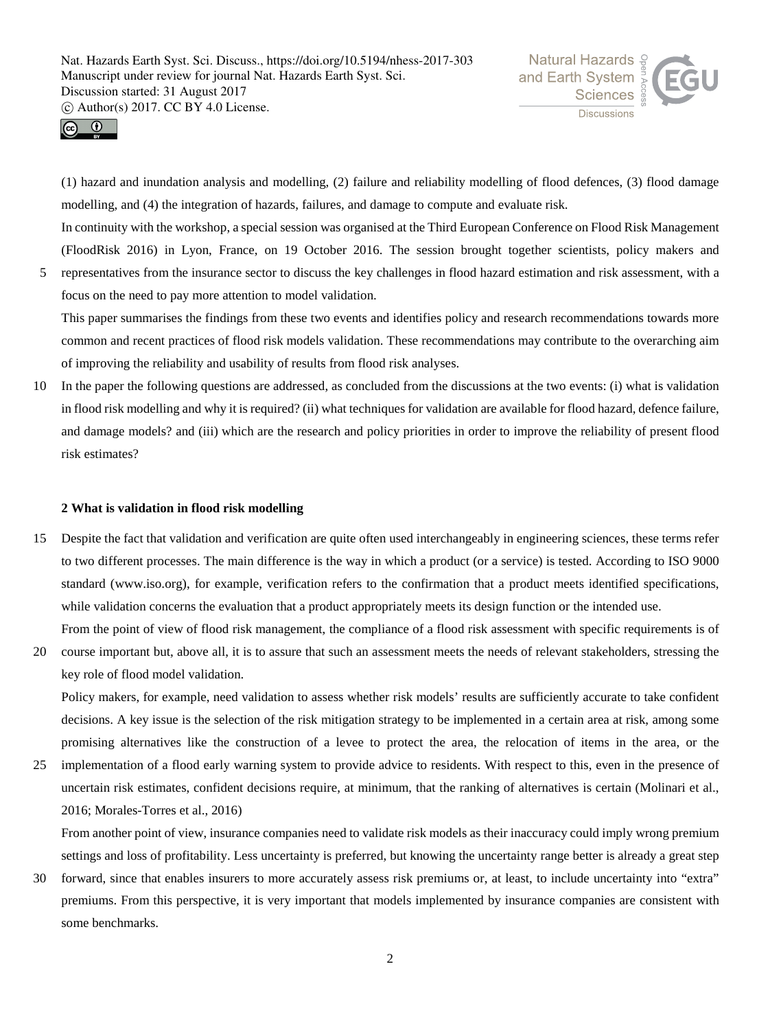(1) hazard and inundation analysis and modelling, (2) failure and reliability modelling of flood defences, (3) flood damage modelling, and (4) the integration of hazards, failures, and damage to compute and evaluate risk.

In continuity with the workshop, a special session was organised at the Third European Conference on Flood Risk Management (FloodRisk 2016) in Lyon, France, on 19 October 2016. The session brought together scientists, policy makers and representatives from the insurance sector to discuss the key challenges in flood hazard estimation and risk assessment, with a focus on the need to pay more attention to model validation.

This paper summarises the findings from these two events and identifies policy and research recommendations towards more common and recent practices of flood risk models validation. These recommendations may contribute to the overarching aim of improving the reliability and usability of results from flood risk analyses.

In the paper the following questions are addressed, as concluded from the discussions at the two events: (i) what is validation in flood risk modelling and why it is required? (ii) what techniques for validation are available for flood hazard, defence failure, and damage models? and (iii) which are the research and policy priorities in order to improve the reliability of present flood risk estimates?

## 2 What is validation in flood risk modelling

Despite the fact that validation and verification are quite often used interchangeably in engineering sciences, these terms refer to two different processes. The main difference is the way in which a product (or a service) is tested. According to ISO 9000 standard (www.iso.org), for example, verification refers to the confirmation that a product meets identified specifications, while validation concerns the evaluation that a product appropriately meets its design function or the intended use.

From the point of view of flood risk management, the compliance of a flood risk assessment with specific requirements is of course important but, above all, it is to assure that such an assessment meets the needs of relevant stakeholders, stressing the key role of flood model validation.

Policy makers, for example, need validation to assess whether risk models' results are sufficiently accurate to take confident decisions. A key issue is the selection of the risk mitigation strategy to be implemented in a certain area at risk, among some promising alternatives like the construction of a levee to protect the area, the relocation of items in the area, or the implementation of a flood early warning system to provide advice to residents. With respect to this, even in the presence of uncertain risk estimates, confident decisions require, at minimum, that the ranking of alternatives is certain (Molinari et al., 2016; Morales-Torres et al., 2016)

From another point of view, insurance companies need to validate risk models as their inaccuracy could imply wrong premium settings and loss of profitability. Less uncertainty is preferred, but knowing the uncertainty range better is already a great step forward, since that enables insurers to more accurately assess risk premiums or, at least, to include uncertainty into "extra" premiums. From this perspective, it is very important that models implemented by insurance companies are consistent with some benchmarks.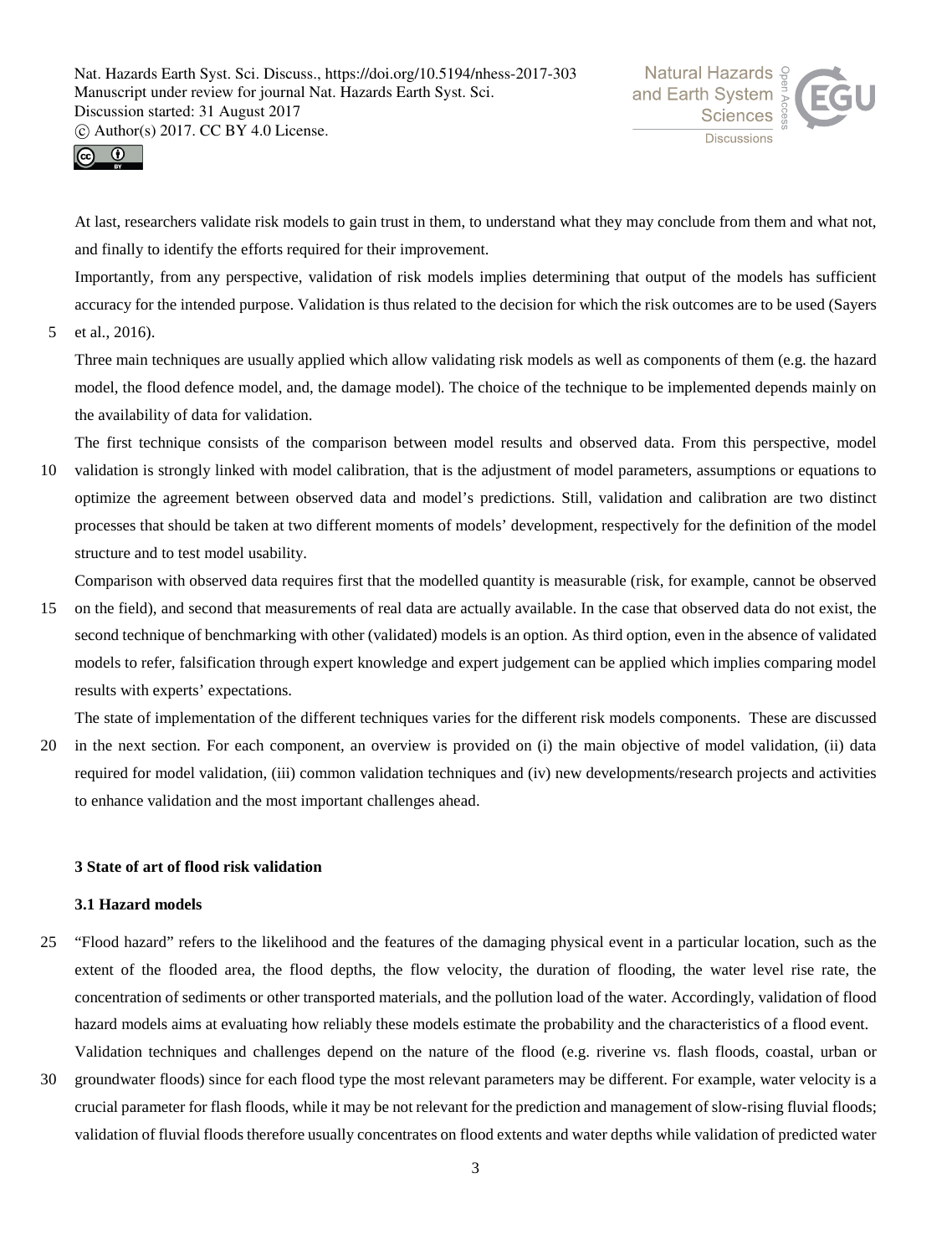At last, researchers validate risk models to gain trust in them, to understand what they may conclude from them and what not, and finally to identify the efforts required for their improvement.

Importantly, from any perspective, validation of risk models implies determining that output of the models has sufficient accuracy for the intended purpose. Validation is thus related to the decision for which the risk outcomes are to be used (Sayers et al., 2016).

Three main techniques are usually applied which allow validating risk models as well as components of them (e.g. the hazard model, the flood defence model, and, the damage model). The choice of the technique to be implemented depends mainly on the availability of data for validation.

The first technique consists of the comparison between model results and observed data. From this perspective, model validation is strongly linked with model calibration, that is the adjustment of model parameters, assumptions or equations to optimize the agreement between observed data and model's predictions. Still, validation and calibration are two distinct processes that should be taken at two different moments of models' development, respectively for the definition of the model structure and to test model usability.

Comparison with observed data requires first that the modelled quantity is measurable (risk, for example, cannot be observed on the field), and second that measurements of real data are actually available. In the case that observed data do not exist, the second technique of benchmarking with other (validated) models is an option. As third option, even in the absence of validated models to refer, falsification through expert knowledge and expert judgement can be applied which implies comparing model results with experts' expectations.

The state of implementation of the different techniques varies for the different risk models components. These are discussed in the next section. For each component, an overview is provided on (i) the main objective of model validation, (ii) data required for model validation, (iii) common validation techniques and (iv) new developments/research projects and activities to enhance validation and the most important challenges ahead.

## 3 State of art of flood risk validation

### 3.1 Hazard models

"Flood hazard" refers to the likelihood and the features of the damaging physical event in a particular location, such as the extent of the flooded area, the flood depths, the flow velocity, the duration of flooding, the water level rise rate, the concentration of sediments or other transported materials, and the pollution load of the water. Accordingly, validation of flood hazard models aims at evaluating how reliably these models estimate the probability and the characteristics of a flood event.

Validation techniques and challenges depend on the nature of the flood (e.g. riverine vs. flash floods, coastal, urban or groundwater floods) since for each flood type the most relevant parameters may be different. For example, water velocity is a crucial parameter for flash floods, while it may be not relevant for the prediction and management of slow-rising fluvial floods; validation of fluvial floods therefore usually concentrates on flood extents and water depths while validation of predicted water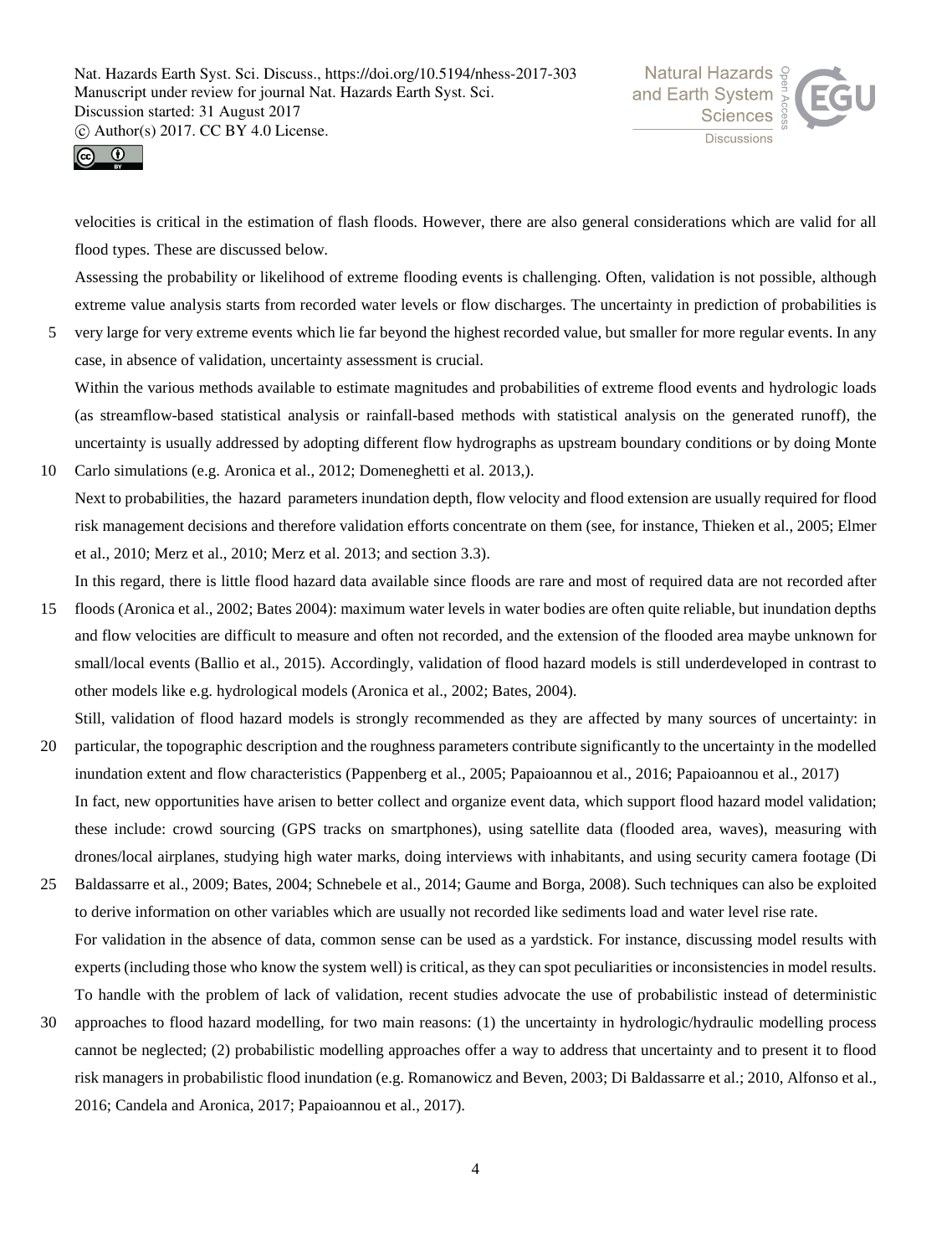velocities is critical in the estimation of flash floods. However, there are also general considerations which are valid for all flood types. These are discussed below.

Assessing the probability or likelihood of extreme flooding events is challenging. Often, validation is not possible, although extreme value analysis starts from recorded water levels or flow discharges. The uncertainty in prediction of probabilities is very large for very extreme events which lie far beyond the highest recorded value, but smaller for more regular events. In any case, in absence of validation, uncertainty assessment is crucial.

Within the various methods available to estimate magnitudes and probabilities of extreme flood events and hydrologic loads (as streamflow-based statistical analysis or rainfall-based methods with statistical analysis on the generated runoff), the uncertainty is usually addressed by adopting different flow hydrographs as upstream boundary conditions or by doing Monte Carlo simulations (e.g. Aronica et al., 2012; Domeneghetti et al. 2013,).

Next to probabilities, the hazard parameters inundation depth, flow velocity and flood extension are usually required for flood risk management decisions and therefore validation efforts concentrate on them (see, for instance, Thieken et al., 2005; Elmer et al., 2010; Merz et al., 2010; Merz et al. 2013; and section 3.3).

In this regard, there is little flood hazard data available since floods are rare and most of required data are not recorded after floods (Aronica et al., 2002; Bates 2004): maximum water levels in water bodies are often quite reliable, but inundation depths and flow velocities are difficult to measure and often not recorded, and the extension of the flooded area maybe unknown for small/local events (Ballio et al., 2015). Accordingly, validation of flood hazard models is still underdeveloped in contrast to other models like e.g. hydrological models (Aronica et al., 2002; Bates, 2004).

Still, validation of flood hazard models is strongly recommended as they are affected by many sources of uncertainty: in particular, the topographic description and the roughness parameters contribute significantly to the uncertainty in the modelled inundation extent and flow characteristics (Pappenberg et al., 2005; Papaioannou et al., 2016; Papaioannou et al., 2017)

In fact, new opportunities have arisen to better collect and organize event data, which support flood hazard model validation; these include: crowd sourcing (GPS tracks on smartphones), using satellite data (flooded area, waves), measuring with drones/local airplanes, studying high water marks, doing interviews with inhabitants, and using security camera footage (Di Baldassarre et al., 2009; Bates, 2004; Schnebele et al., 2014; Gaume and Borga, 2008). Such techniques can also be exploited to derive information on other variables which are usually not recorded like sediments load and water level rise rate.

For validation in the absence of data, common sense can be used as a yardstick. For instance, discussing model results with experts (including those who know the system well) is critical, as they can spot peculiarities or inconsistencies in model results.

To handle with the problem of lack of validation, recent studies advocate the use of probabilistic instead of deterministic approaches to flood hazard modelling, for two main reasons: (1) the uncertainty in hydrologic/hydraulic modelling process cannot be neglected; (2) probabilistic modelling approaches offer a way to address that uncertainty and to present it to flood risk managers in probabilistic flood inundation (e.g. Romanowicz and Beven, 2003; Di Baldassarre et al.; 2010, Alfonso et al., 2016; Candela and Aronica, 2017; Papaioannou et al., 2017).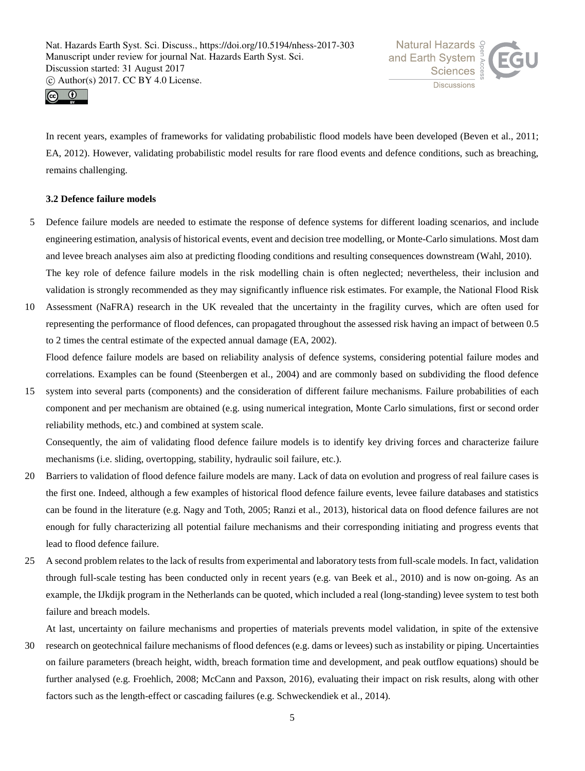In recent years, examples of frameworks for validating probabilistic flood models have been developed (Beven et al., 2011; EA, 2012). However, validating probabilistic model results for rare flood events and defence conditions, such as breaching, remains challenging.

### 3.2 Defence failure models

Defence failure models are needed to estimate the response of defence systems for different loading scenarios, and include engineering estimation, analysis of historical events, event and decision tree modelling, or Monte-Carlo simulations. Most dam and levee breach analyses aim also at predicting flooding conditions and resulting consequences downstream (Wahl, 2010).

The key role of defence failure models in the risk modelling chain is often neglected; nevertheless, their inclusion and validation is strongly recommended as they may significantly influence risk estimates. For example, the National Flood Risk Assessment (NaFRA) research in the UK revealed that the uncertainty in the fragility curves, which are often used for representing the performance of flood defences, can propagated throughout the assessed risk having an impact of between 0.5 to 2 times the central estimate of the expected annual damage (EA, 2002).

Flood defence failure models are based on reliability analysis of defence systems, considering potential failure modes and correlations. Examples can be found (Steenbergen et al., 2004) and are commonly based on subdividing the flood defence system into several parts (components) and the consideration of different failure mechanisms. Failure probabilities of each component and per mechanism are obtained (e.g. using numerical integration, Monte Carlo simulations, first or second order reliability methods, etc.) and combined at system scale.

Consequently, the aim of validating flood defence failure models is to identify key driving forces and characterize failure mechanisms (i.e. sliding, overtopping, stability, hydraulic soil failure, etc.).

Barriers to validation of flood defence failure models are many. Lack of data on evolution and progress of real failure cases is the first one. Indeed, although a few examples of historical flood defence failure events, levee failure databases and statistics can be found in the literature (e.g. Nagy and Toth, 2005; Ranzi et al., 2013), historical data on flood defence failures are not enough for fully characterizing all potential failure mechanisms and their corresponding initiating and progress events that lead to flood defence failure.

A second problem relates to the lack of results from experimental and laboratory tests from full-scale models. In fact, validation through full-scale testing has been conducted only in recent years (e.g. van Beek et al., 2010) and is now on-going. As an example, the IJkdijk program in the Netherlands can be quoted, which included a real (long-standing) levee system to test both failure and breach models.

At last, uncertainty on failure mechanisms and properties of materials prevents model validation, in spite of the extensive research on geotechnical failure mechanisms of flood defences (e.g. dams or levees) such as instability or piping. Uncertainties on failure parameters (breach height, width, breach formation time and development, and peak outflow equations) should be further analysed (e.g. Froehlich, 2008; McCann and Paxson, 2016), evaluating their impact on risk results, along with other factors such as the length-effect or cascading failures (e.g. Schweckendiek et al., 2014).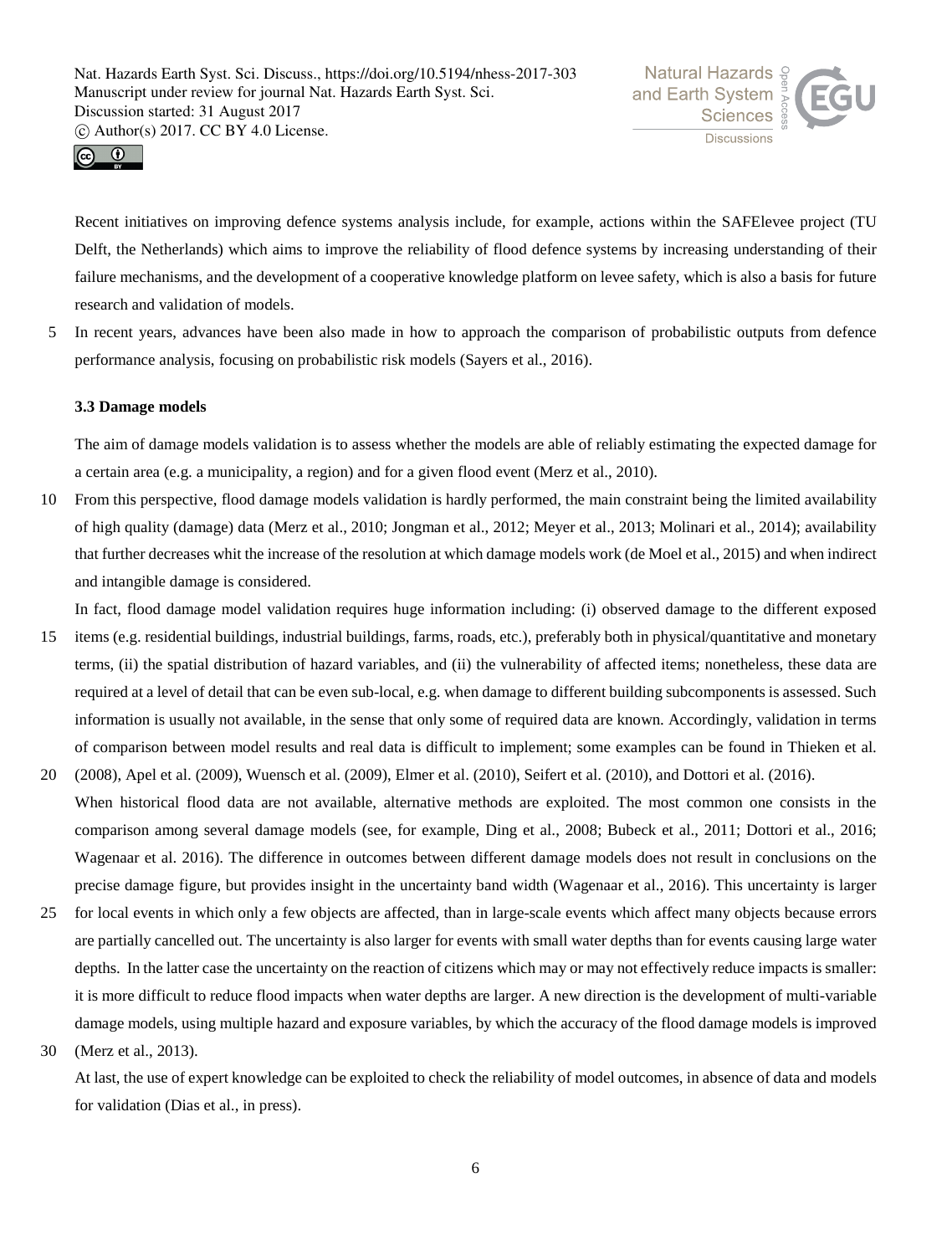Recent initiatives on improving defence systems analysis include, for example, actions within the SAFElevee project (TU Delft, the Netherlands) which aims to improve the reliability of flood defence systems by increasing understanding of their failure mechanisms, and the development of a cooperative knowledge platform on levee safety, which is also a basis for future research and validation of models.

In recent years, advances have been also made in how to approach the comparison of probabilistic outputs from defence performance analysis, focusing on probabilistic risk models (Sayers et al., 2016).

### 3.3 Damage models

The aim of damage models validation is to assess whether the models are able of reliably estimating the expected damage for a certain area (e.g. a municipality, a region) and for a given flood event (Merz et al., 2010).

From this perspective, flood damage models validation is hardly performed, the main constraint being the limited availability of high quality (damage) data (Merz et al., 2010; Jongman et al., 2012; Meyer et al., 2013; Molinari et al., 2014); availability that further decreases whit the increase of the resolution at which damage models work (de Moel et al., 2015) and when indirect and intangible damage is considered.

In fact, flood damage model validation requires huge information including: (i) observed damage to the different exposed items (e.g. residential buildings, industrial buildings, farms, roads, etc.), preferably both in physical/quantitative and monetary terms, (ii) the spatial distribution of hazard variables, and (ii) the vulnerability of affected items; nonetheless, these data are required at a level of detail that can be even sub-local, e.g. when damage to different building subcomponents is assessed. Such information is usually not available, in the sense that only some of required data are known. Accordingly, validation in terms of comparison between model results and real data is difficult to implement; some examples can be found in Thieken et al. (2008), Apel et al. (2009), Wuensch et al. (2009), Elmer et al. (2010), Seifert et al. (2010), and Dottori et al. (2016).

When historical flood data are not available, alternative methods are exploited. The most common one consists in the comparison among several damage models (see, for example, Ding et al., 2008; Bubeck et al., 2011; Dottori et al., 2016; Wagenaar et al. 2016). The difference in outcomes between different damage models does not result in conclusions on the precise damage figure, but provides insight in the uncertainty band width (Wagenaar et al., 2016). This uncertainty is larger for local events in which only a few objects are affected, than in large-scale events which affect many objects because errors are partially cancelled out. The uncertainty is also larger for events with small water depths than for events causing large water depths. In the latter case the uncertainty on the reaction of citizens which may or may not effectively reduce impacts is smaller: it is more difficult to reduce flood impacts when water depths are larger. A new direction is the development of multi-variable damage models, using multiple hazard and exposure variables, by which the accuracy of the flood damage models is improved (Merz et al., 2013).

At last, the use of expert knowledge can be exploited to check the reliability of model outcomes, in absence of data and models for validation (Dias et al., in press).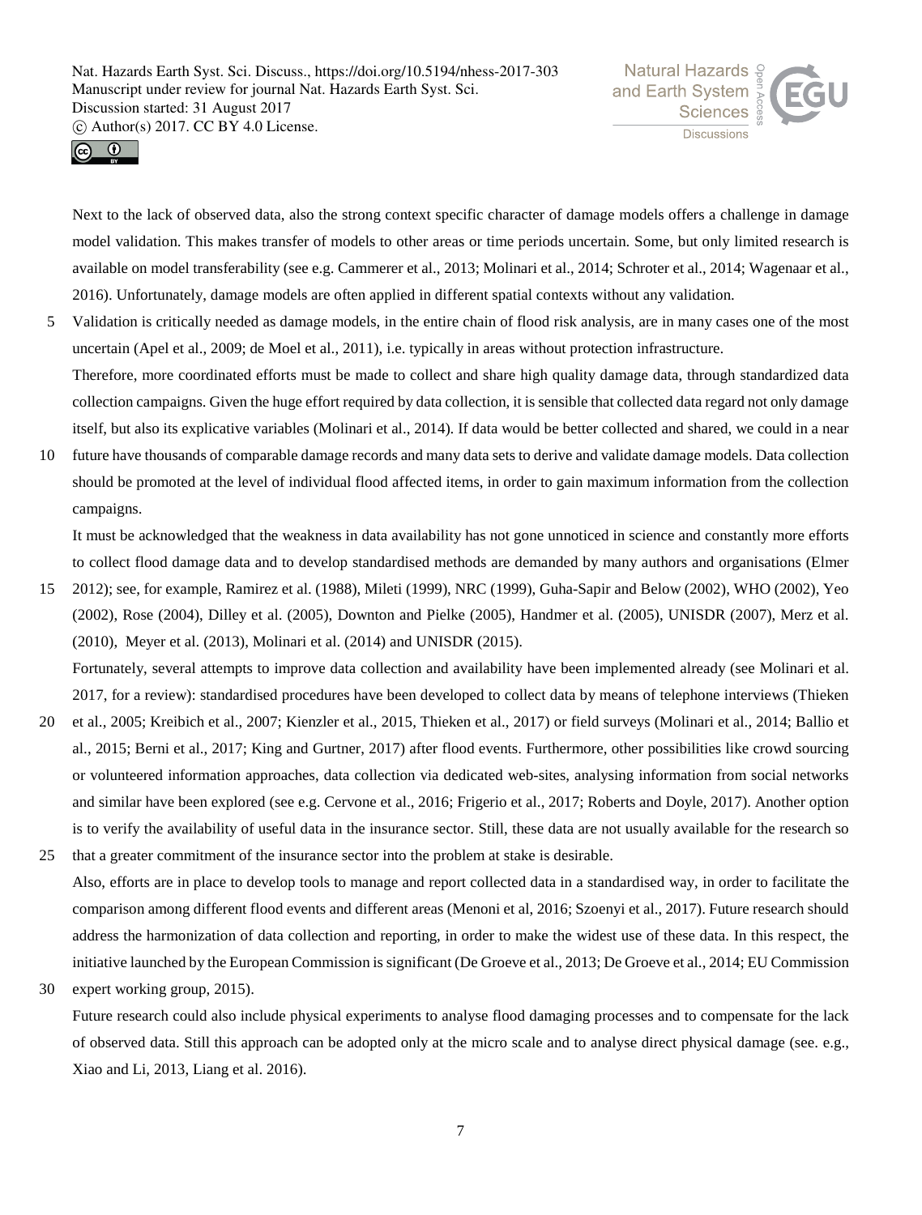Next to the lack of observed data, also the strong context specific character of damage models offers a challenge in damage model validation. This makes transfer of models to other areas or time periods uncertain. Some, but only limited research is available on model transferability (see e.g. Cammerer et al., 2013; Molinari et al., 2014; Schroter et al., 2014; Wagenaar et al., 2016). Unfortunately, damage models are often applied in different spatial contexts without any validation.

Validation is critically needed as damage models, in the entire chain of flood risk analysis, are in many cases one of the most uncertain (Apel et al., 2009; de Moel et al., 2011), i.e. typically in areas without protection infrastructure.

Therefore, more coordinated efforts must be made to collect and share high quality damage data, through standardized data collection campaigns. Given the huge effort required by data collection, it is sensible that collected data regard not only damage itself, but also its explicative variables (Molinari et al., 2014). If data would be better collected and shared, we could in a near future have thousands of comparable damage records and many data sets to derive and validate damage models. Data collection should be promoted at the level of individual flood affected items, in order to gain maximum information from the collection campaigns.

It must be acknowledged that the weakness in data availability has not gone unnoticed in science and constantly more efforts to collect flood damage data and to develop standardised methods are demanded by many authors and organisations (Elmer 2012); see, for example, Ramirez et al. (1988), Mileti (1999), NRC (1999), Guha-Sapir and Below (2002), WHO (2002), Yeo (2002), Rose (2004), Dilley et al. (2005), Downton and Pielke (2005), Handmer et al. (2005), UNISDR (2007), Merz et al. (2010), Meyer et al. (2013), Molinari et al. (2014) and UNISDR (2015).

Fortunately, several attempts to improve data collection and availability have been implemented already (see Molinari et al. 2017, for a review): standardised procedures have been developed to collect data by means of telephone interviews (Thieken et al., 2005; Kreibich et al., 2007; Kienzler et al., 2015, Thieken et al., 2017) or field surveys (Molinari et al., 2014; Ballio et al., 2015; Berni et al., 2017; King and Gurtner, 2017) after flood events. Furthermore, other possibilities like crowd sourcing or volunteered information approaches, data collection via dedicated web-sites, analysing information from social networks and similar have been explored (see e.g. Cervone et al., 2016; Frigerio et al., 2017; Roberts and Doyle, 2017). Another option is to verify the availability of useful data in the insurance sector. Still, these data are not usually available for the research so that a greater commitment of the insurance sector into the problem at stake is desirable.

Also, efforts are in place to develop tools to manage and report collected data in a standardised way, in order to facilitate the comparison among different flood events and different areas (Menoni et al, 2016; Szoenyi et al., 2017). Future research should address the harmonization of data collection and reporting, in order to make the widest use of these data. In this respect, the initiative launched by the European Commission is significant (De Groeve et al., 2013; De Groeve et al., 2014; EU Commission expert working group, 2015).

Future research could also include physical experiments to analyse flood damaging processes and to compensate for the lack of observed data. Still this approach can be adopted only at the micro scale and to analyse direct physical damage (see. e.g., Xiao and Li, 2013, Liang et al. 2016).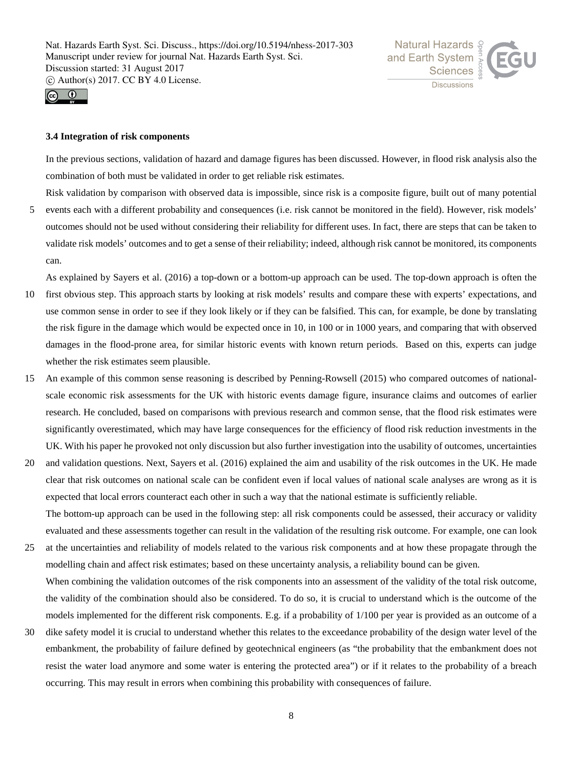### 3.4 Integration of risk components

In the previous sections, validation of hazard and damage figures has been discussed. However, in flood risk analysis also the combination of both must be validated in order to get reliable risk estimates.

Risk validation by comparison with observed data is impossible, since risk is a composite figure, built out of many potential events each with a different probability and consequences (i.e. risk cannot be monitored in the field). However, risk models' outcomes should not be used without considering their reliability for different uses. In fact, there are steps that can be taken to validate risk models' outcomes and to get a sense of their reliability; indeed, although risk cannot be monitored, its components can.

As explained by Sayers et al. (2016) a top-down or a bottom-up approach can be used. The top-down approach is often the first obvious step. This approach starts by looking at risk models' results and compare these with experts' expectations, and use common sense in order to see if they look likely or if they can be falsified. This can, for example, be done by translating the risk figure in the damage which would be expected once in 10, in 100 or in 1000 years, and comparing that with observed damages in the flood-prone area, for similar historic events with known return periods. Based on this, experts can judge whether the risk estimates seem plausible.

An example of this common sense reasoning is described by Penning-Rowsell (2015) who compared outcomes of national-scale economic risk assessments for the UK with historic events damage figure, insurance claims and outcomes of earlier research. He concluded, based on comparisons with previous research and common sense, that the flood risk estimates were significantly overestimated, which may have large consequences for the efficiency of flood risk reduction investments in the UK. With his paper he provoked not only discussion but also further investigation into the usability of outcomes, uncertainties and validation questions. Next, Sayers et al. (2016) explained the aim and usability of the risk outcomes in the UK. He made clear that risk outcomes on national scale can be confident even if local values of national scale analyses are wrong as it is expected that local errors counteract each other in such a way that the national estimate is sufficiently reliable.

The bottom-up approach can be used in the following step: all risk components could be assessed, their accuracy or validity evaluated and these assessments together can result in the validation of the resulting risk outcome. For example, one can look at the uncertainties and reliability of models related to the various risk components and at how these propagate through the modelling chain and affect risk estimates; based on these uncertainty analysis, a reliability bound can be given.

When combining the validation outcomes of the risk components into an assessment of the validity of the total risk outcome, the validity of the combination should also be considered. To do so, it is crucial to understand which is the outcome of the models implemented for the different risk components. E.g. if a probability of 1/100 per year is provided as an outcome of a dike safety model it is crucial to understand whether this relates to the exceedance probability of the design water level of the embankment, the probability of failure defined by geotechnical engineers (as "the probability that the embankment does not resist the water load anymore and some water is entering the protected area") or if it relates to the probability of a breach occurring. This may result in errors when combining this probability with consequences of failure.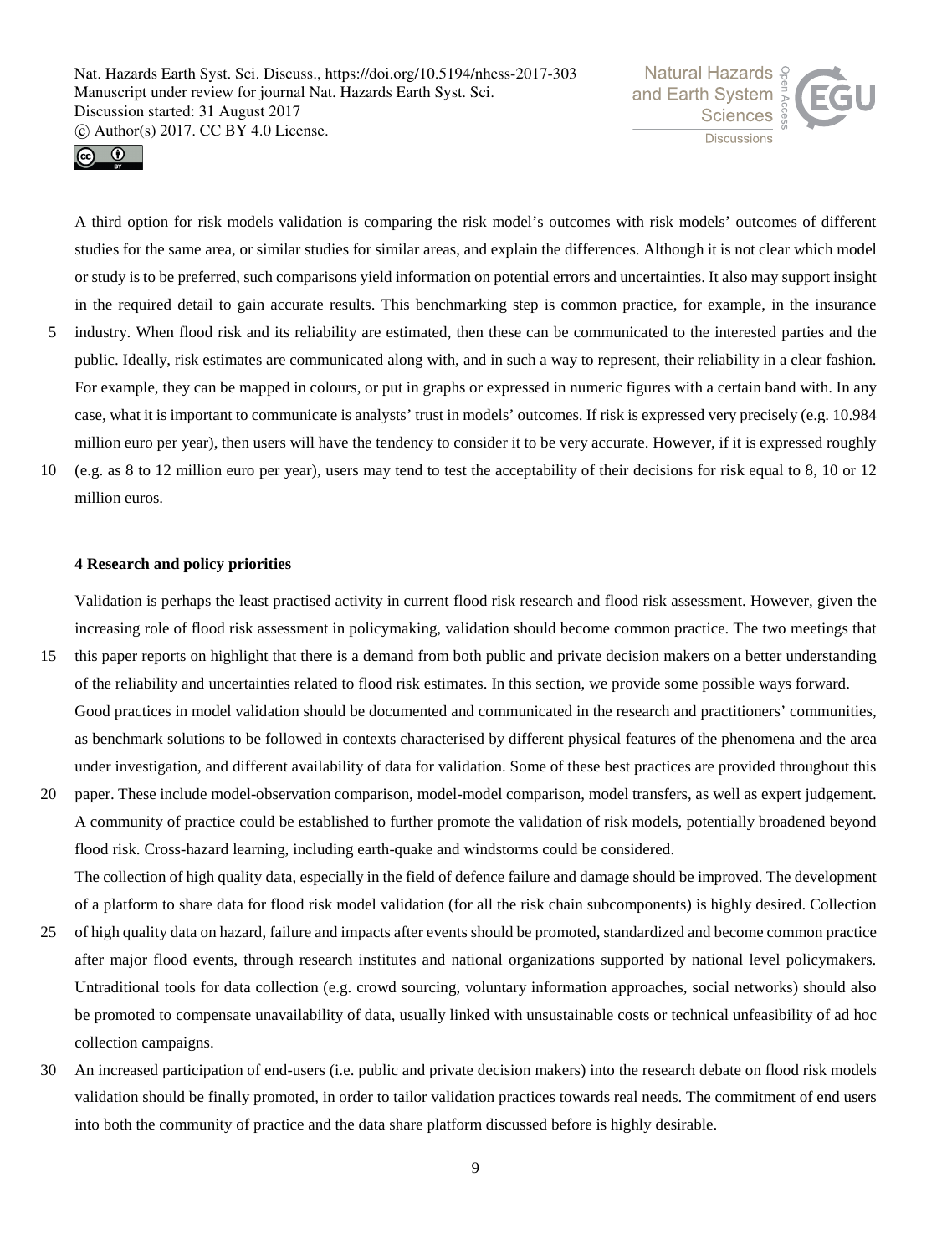A third option for risk models validation is comparing the risk model's outcomes with risk models' outcomes of different studies for the same area, or similar studies for similar areas, and explain the differences. Although it is not clear which model or study is to be preferred, such comparisons yield information on potential errors and uncertainties. It also may support insight in the required detail to gain accurate results. This benchmarking step is common practice, for example, in the insurance industry. When flood risk and its reliability are estimated, then these can be communicated to the interested parties and the public. Ideally, risk estimates are communicated along with, and in such a way to represent, their reliability in a clear fashion. For example, they can be mapped in colours, or put in graphs or expressed in numeric figures with a certain band with. In any case, what it is important to communicate is analysts' trust in models' outcomes. If risk is expressed very precisely (e.g. 10.984 million euro per year), then users will have the tendency to consider it to be very accurate. However, if it is expressed roughly (e.g. as 8 to 12 million euro per year), users may tend to test the acceptability of their decisions for risk equal to 8, 10 or 12 million euros.

## 4 Research and policy priorities

Validation is perhaps the least practised activity in current flood risk research and flood risk assessment. However, given the increasing role of flood risk assessment in policymaking, validation should become common practice. The two meetings that this paper reports on highlight that there is a demand from both public and private decision makers on a better understanding of the reliability and uncertainties related to flood risk estimates. In this section, we provide some possible ways forward.

Good practices in model validation should be documented and communicated in the research and practitioners' communities, as benchmark solutions to be followed in contexts characterised by different physical features of the phenomena and the area under investigation, and different availability of data for validation. Some of these best practices are provided throughout this paper. These include model-observation comparison, model-model comparison, model transfers, as well as expert judgement. A community of practice could be established to further promote the validation of risk models, potentially broadened beyond flood risk. Cross-hazard learning, including earth-quake and windstorms could be considered.

The collection of high quality data, especially in the field of defence failure and damage should be improved. The development of a platform to share data for flood risk model validation (for all the risk chain subcomponents) is highly desired. Collection of high quality data on hazard, failure and impacts after events should be promoted, standardized and become common practice after major flood events, through research institutes and national organizations supported by national level policymakers. Untraditional tools for data collection (e.g. crowd sourcing, voluntary information approaches, social networks) should also be promoted to compensate unavailability of data, usually linked with unsustainable costs or technical unfeasibility of ad hoc collection campaigns.

An increased participation of end-users (i.e. public and private decision makers) into the research debate on flood risk models validation should be finally promoted, in order to tailor validation practices towards real needs. The commitment of end users into both the community of practice and the data share platform discussed before is highly desirable.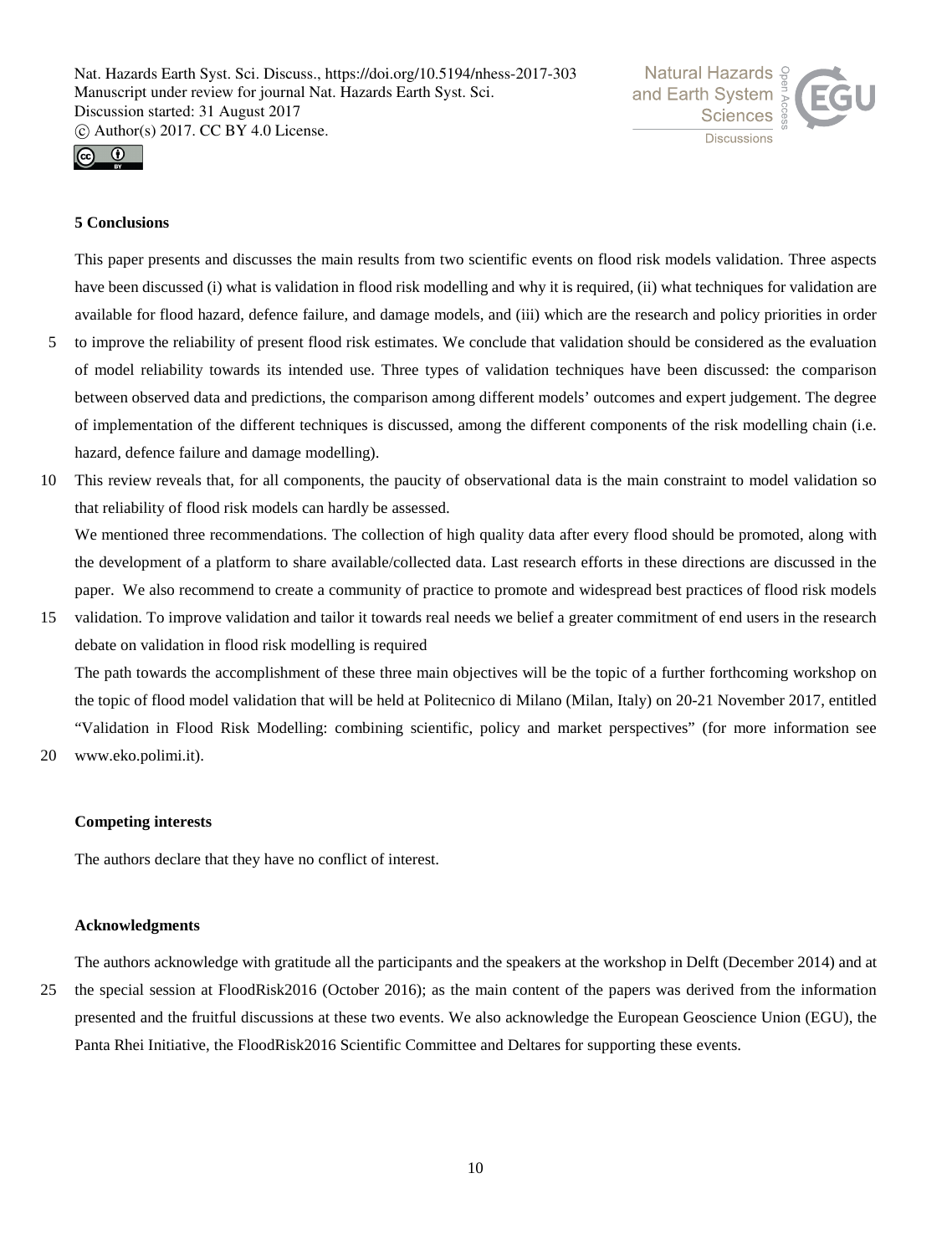## 5 Conclusions

This paper presents and discusses the main results from two scientific events on flood risk models validation. Three aspects have been discussed (i) what is validation in flood risk modelling and why it is required, (ii) what techniques for validation are available for flood hazard, defence failure, and damage models, and (iii) which are the research and policy priorities in order to improve the reliability of present flood risk estimates. We conclude that validation should be considered as the evaluation of model reliability towards its intended use. Three types of validation techniques have been discussed: the comparison between observed data and predictions, the comparison among different models' outcomes and expert judgement. The degree of implementation of the different techniques is discussed, among the different components of the risk modelling chain (i.e. hazard, defence failure and damage modelling).

This review reveals that, for all components, the paucity of observational data is the main constraint to model validation so that reliability of flood risk models can hardly be assessed.

We mentioned three recommendations. The collection of high quality data after every flood should be promoted, along with the development of a platform to share available/collected data. Last research efforts in these directions are discussed in the paper. We also recommend to create a community of practice to promote and widespread best practices of flood risk models validation. To improve validation and tailor it towards real needs we belief a greater commitment of end users in the research debate on validation in flood risk modelling is required

The path towards the accomplishment of these three main objectives will be the topic of a further forthcoming workshop on the topic of flood model validation that will be held at Politecnico di Milano (Milan, Italy) on 20-21 November 2017, entitled "Validation in Flood Risk Modelling: combining scientific, policy and market perspectives" (for more information see www.eko.polimi.it).

### Competing interests

The authors declare that they have no conflict of interest.

### Acknowledgments

The authors acknowledge with gratitude all the participants and the speakers at the workshop in Delft (December 2014) and at the special session at FloodRisk2016 (October 2016); as the main content of the papers was derived from the information presented and the fruitful discussions at these two events. We also acknowledge the European Geoscience Union (EGU), the Panta Rhei Initiative, the FloodRisk2016 Scientific Committee and Deltares for supporting these events.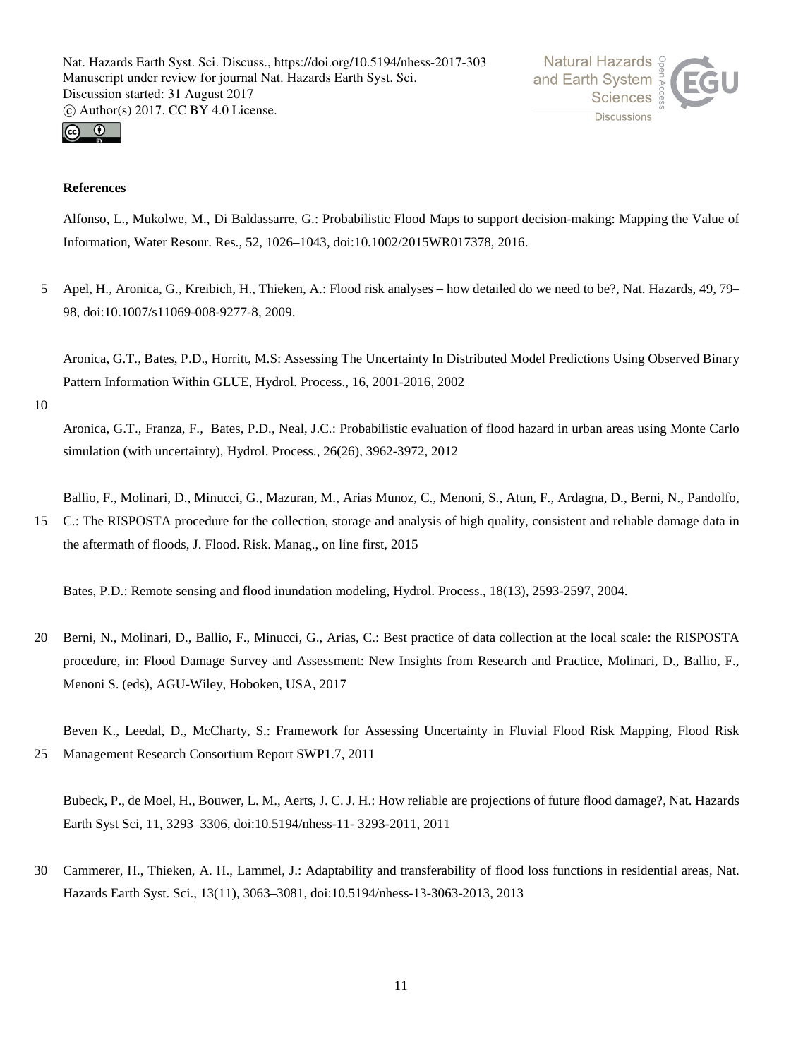**References**

Alfonso, L., Mukolwe, M., Di Baldassarre, G.: Probabilistic Flood Maps to support decision-making: Mapping the Value of Information, Water Resour. Res., 52, 1026–1043, doi:10.1002/2015WR017378, 2016.

Apel, H., Aronica, G., Kreibich, H., Thieken, A.: Flood risk analyses – how detailed do we need to be?, Nat. Hazards, 49, 79–98, doi:10.1007/s11069-008-9277-8, 2009.

Aronica, G.T., Bates, P.D., Horritt, M.S: Assessing The Uncertainty In Distributed Model Predictions Using Observed Binary Pattern Information Within GLUE, Hydrol. Process., 16, 2001-2016, 2002

Aronica, G.T., Franza, F., Bates, P.D., Neal, J.C.: Probabilistic evaluation of flood hazard in urban areas using Monte Carlo simulation (with uncertainty), Hydrol. Process., 26(26), 3962-3972, 2012

Ballio, F., Molinari, D., Minucci, G., Mazuran, M., Arias Munoz, C., Menoni, S., Atun, F., Ardagna, D., Berni, N., Pandolfo, C.: The RISPOSTA procedure for the collection, storage and analysis of high quality, consistent and reliable damage data in the aftermath of floods, J. Flood. Risk. Manag., on line first, 2015

Bates, P.D.: Remote sensing and flood inundation modeling, Hydrol. Process., 18(13), 2593-2597, 2004.

Berni, N., Molinari, D., Ballio, F., Minucci, G., Arias, C.: Best practice of data collection at the local scale: the RISPOSTA procedure, in: Flood Damage Survey and Assessment: New Insights from Research and Practice, Molinari, D., Ballio, F., Menoni S. (eds), AGU-Wiley, Hoboken, USA, 2017

Beven K., Leedal, D., McCharty, S.: Framework for Assessing Uncertainty in Fluvial Flood Risk Mapping, Flood Risk Management Research Consortium Report SWP1.7, 2011

Bubeck, P., de Moel, H., Bouwer, L. M., Aerts, J. C. J. H.: How reliable are projections of future flood damage?, Nat. Hazards Earth Syst Sci, 11, 3293–3306, doi:10.5194/nhess-11- 3293-2011, 2011

Cammerer, H., Thieken, A. H., Lammel, J.: Adaptability and transferability of flood loss functions in residential areas, Nat. Hazards Earth Syst. Sci., 13(11), 3063–3081, doi:10.5194/nhess-13-3063-2013, 2013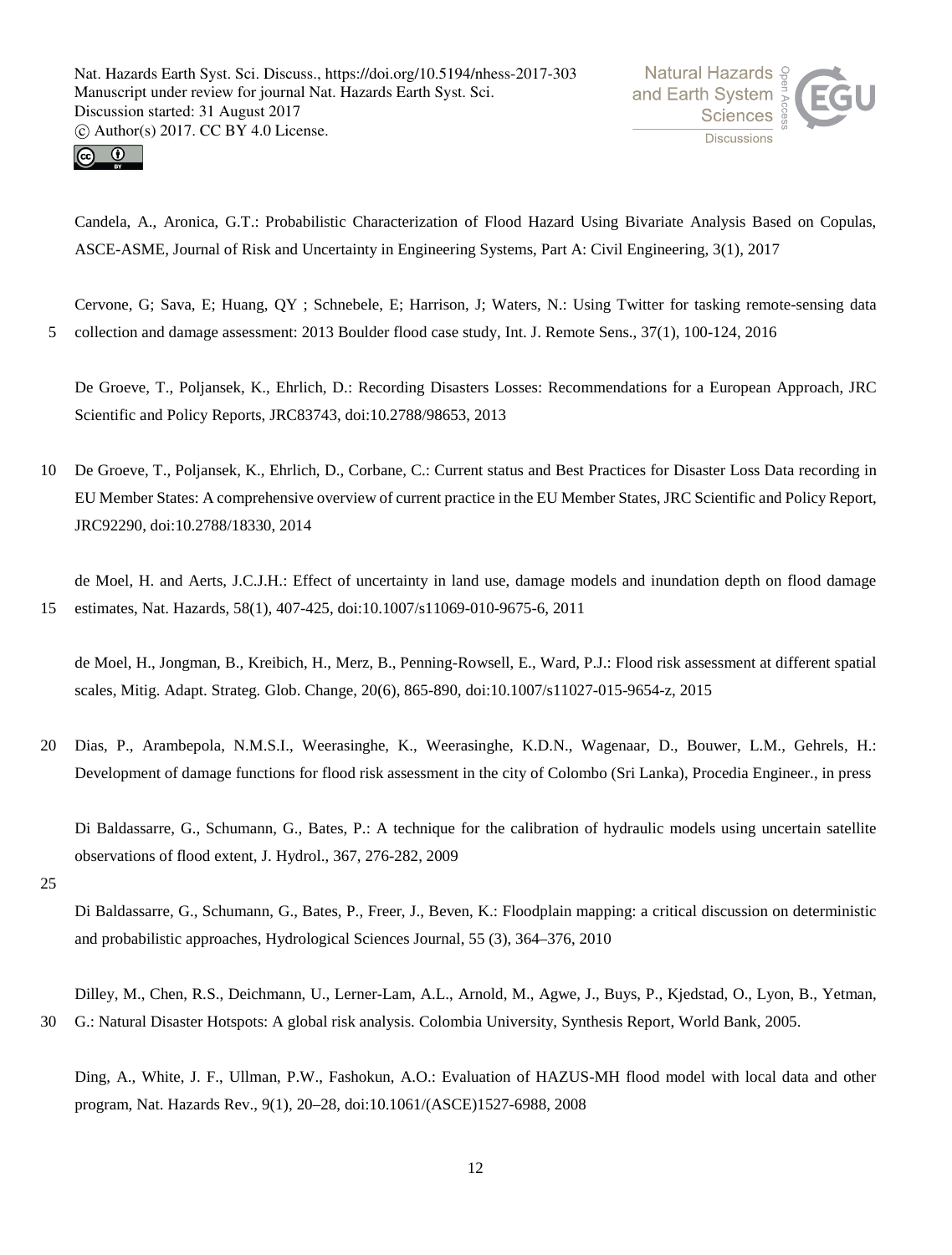Candela, A., Aronica, G.T.: Probabilistic Characterization of Flood Hazard Using Bivariate Analysis Based on Copulas, ASCE-ASME, Journal of Risk and Uncertainty in Engineering Systems, Part A: Civil Engineering, 3(1), 2017

Cervone, G; Sava, E; Huang, QY ; Schnebele, E; Harrison, J; Waters, N.: Using Twitter for tasking remote-sensing data collection and damage assessment: 2013 Boulder flood case study, Int. J. Remote Sens., 37(1), 100-124, 2016

De Groeve, T., Poljansek, K., Ehrlich, D.: Recording Disasters Losses: Recommendations for a European Approach, JRC Scientific and Policy Reports, JRC83743, doi:10.2788/98653, 2013

De Groeve, T., Poljansek, K., Ehrlich, D., Corbane, C.: Current status and Best Practices for Disaster Loss Data recording in EU Member States: A comprehensive overview of current practice in the EU Member States, JRC Scientific and Policy Report, JRC92290, doi:10.2788/18330, 2014

de Moel, H. and Aerts, J.C.J.H.: Effect of uncertainty in land use, damage models and inundation depth on flood damage estimates, Nat. Hazards, 58(1), 407-425, doi:10.1007/s11069-010-9675-6, 2011

de Moel, H., Jongman, B., Kreibich, H., Merz, B., Penning-Rowsell, E., Ward, P.J.: Flood risk assessment at different spatial scales, Mitig. Adapt. Strateg. Glob. Change, 20(6), 865-890, doi:10.1007/s11027-015-9654-z, 2015

Dias, P., Arambepola, N.M.S.I., Weerasinghe, K., Weerasinghe, K.D.N., Wagenaar, D., Bouwer, L.M., Gehrels, H.: Development of damage functions for flood risk assessment in the city of Colombo (Sri Lanka), Procedia Engineer., in press

Di Baldassarre, G., Schumann, G., Bates, P.: A technique for the calibration of hydraulic models using uncertain satellite observations of flood extent, J. Hydrol., 367, 276-282, 2009

Di Baldassarre, G., Schumann, G., Bates, P., Freer, J., Beven, K.: Floodplain mapping: a critical discussion on deterministic and probabilistic approaches, Hydrological Sciences Journal, 55 (3), 364–376, 2010

Dilley, M., Chen, R.S., Deichmann, U., Lerner-Lam, A.L., Arnold, M., Agwe, J., Buys, P., Kjedstad, O., Lyon, B., Yetman, G.: Natural Disaster Hotspots: A global risk analysis. Colombia University, Synthesis Report, World Bank, 2005.

Ding, A., White, J. F., Ullman, P.W., Fashokun, A.O.: Evaluation of HAZUS-MH flood model with local data and other program, Nat. Hazards Rev., 9(1), 20–28, doi:10.1061/(ASCE)1527-6988, 2008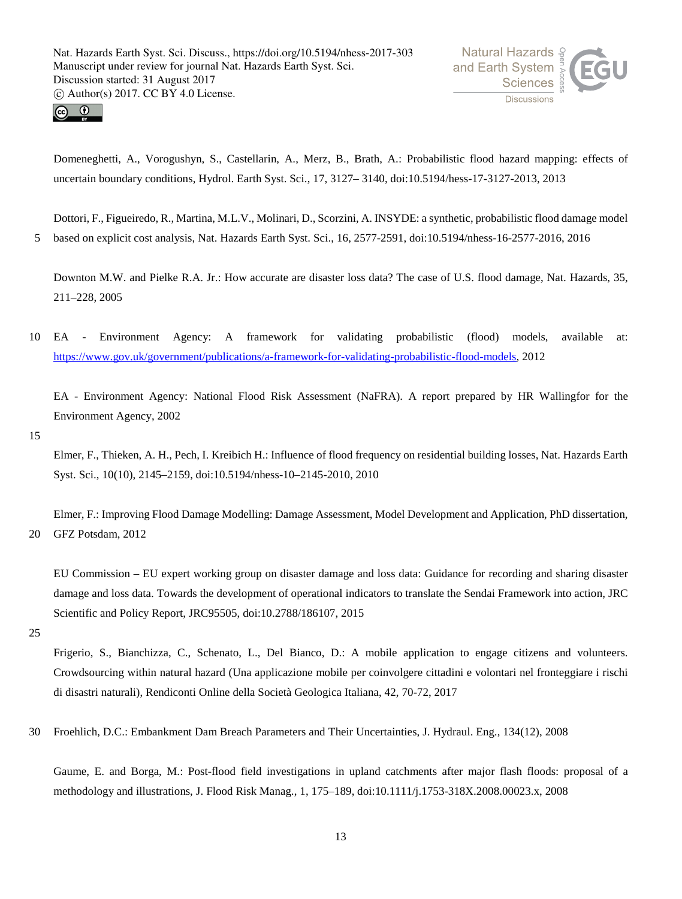Domeneghetti, A., Vorogushyn, S., Castellarin, A., Merz, B., Brath, A.: Probabilistic flood hazard mapping: effects of uncertain boundary conditions, Hydrol. Earth Syst. Sci., 17, 3127– 3140, doi:10.5194/hess-17-3127-2013, 2013

Dottori, F., Figueiredo, R., Martina, M.L.V., Molinari, D., Scorzini, A. INSYDE: a synthetic, probabilistic flood damage model based on explicit cost analysis, Nat. Hazards Earth Syst. Sci., 16, 2577-2591, doi:10.5194/nhess-16-2577-2016, 2016

Downton M.W. and Pielke R.A. Jr.: How accurate are disaster loss data? The case of U.S. flood damage, Nat. Hazards, 35, 211–228, 2005

EA - Environment Agency: A framework for validating probabilistic (flood) models, available at: https://www.gov.uk/government/publications/a-framework-for-validating-probabilistic-flood-models, 2012

EA - Environment Agency: National Flood Risk Assessment (NaFRA). A report prepared by HR Wallingfor for the Environment Agency, 2002

Elmer, F., Thieken, A. H., Pech, I. Kreibich H.: Influence of flood frequency on residential building losses, Nat. Hazards Earth Syst. Sci., 10(10), 2145–2159, doi:10.5194/nhess-10–2145-2010, 2010

Elmer, F.: Improving Flood Damage Modelling: Damage Assessment, Model Development and Application, PhD dissertation, GFZ Potsdam, 2012

EU Commission – EU expert working group on disaster damage and loss data: Guidance for recording and sharing disaster damage and loss data. Towards the development of operational indicators to translate the Sendai Framework into action, JRC Scientific and Policy Report, JRC95505, doi:10.2788/186107, 2015

Frigerio, S., Bianchizza, C., Schenato, L., Del Bianco, D.: A mobile application to engage citizens and volunteers. Crowdsourcing within natural hazard (Una applicazione mobile per coinvolgere cittadini e volontari nel fronteggiare i rischi di disastri naturali), Rendiconti Online della Società Geologica Italiana, 42, 70-72, 2017

Froehlich, D.C.: Embankment Dam Breach Parameters and Their Uncertainties, J. Hydraul. Eng., 134(12), 2008

Gaume, E. and Borga, M.: Post-flood field investigations in upland catchments after major flash floods: proposal of a methodology and illustrations, J. Flood Risk Manag., 1, 175–189, doi:10.1111/j.1753-318X.2008.00023.x, 2008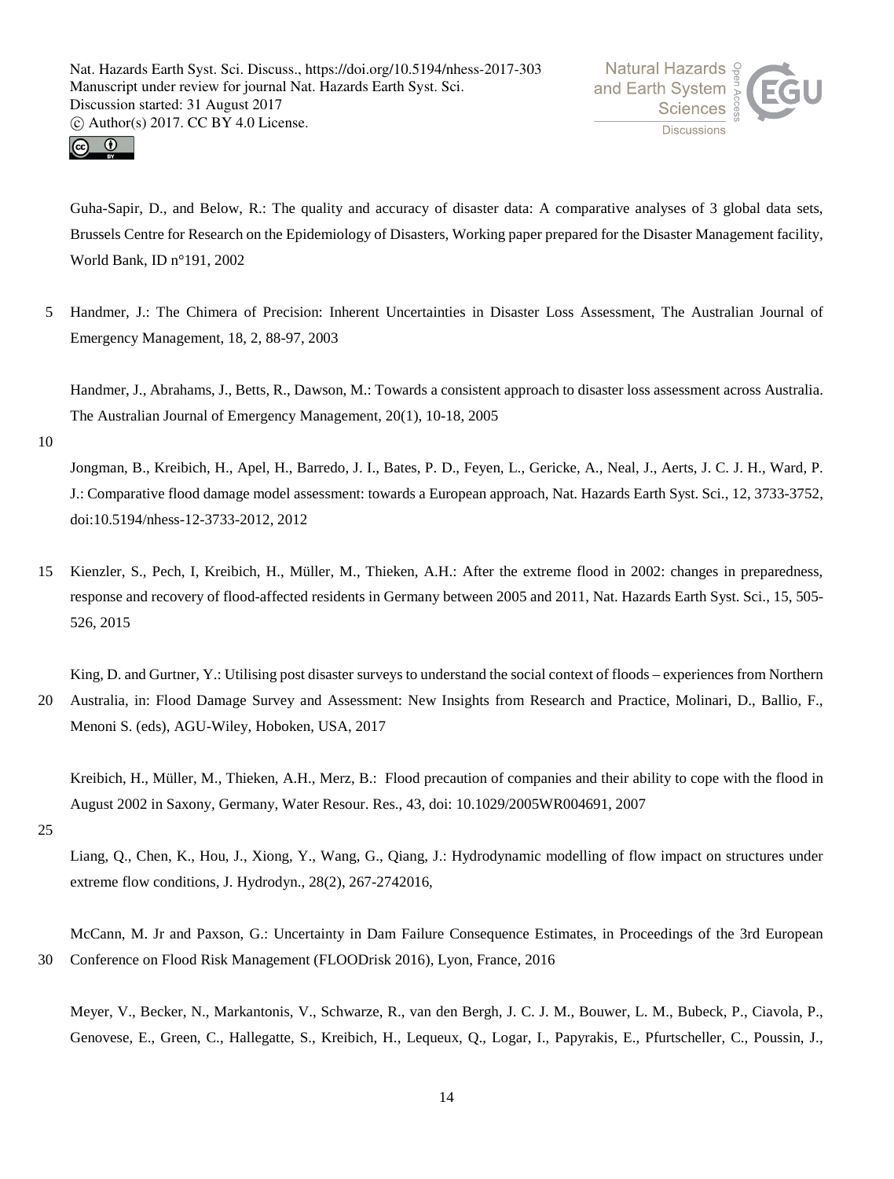Guha-Sapir, D., and Below, R.: The quality and accuracy of disaster data: A comparative analyses of 3 global data sets, Brussels Centre for Research on the Epidemiology of Disasters, Working paper prepared for the Disaster Management facility, World Bank, ID n°191, 2002

Handmer, J.: The Chimera of Precision: Inherent Uncertainties in Disaster Loss Assessment, The Australian Journal of Emergency Management, 18, 2, 88-97, 2003

Handmer, J., Abrahams, J., Betts, R., Dawson, M.: Towards a consistent approach to disaster loss assessment across Australia. The Australian Journal of Emergency Management, 20(1), 10-18, 2005

Jongman, B., Kreibich, H., Apel, H., Barredo, J. I., Bates, P. D., Feyen, L., Gericke, A., Neal, J., Aerts, J. C. J. H., Ward, P. J.: Comparative flood damage model assessment: towards a European approach, Nat. Hazards Earth Syst. Sci., 12, 3733-3752, doi:10.5194/nhess-12-3733-2012, 2012

Kienzler, S., Pech, I, Kreibich, H., Müller, M., Thieken, A.H.: After the extreme flood in 2002: changes in preparedness, response and recovery of flood-affected residents in Germany between 2005 and 2011, Nat. Hazards Earth Syst. Sci., 15, 505-526, 2015

King, D. and Gurtner, Y.: Utilising post disaster surveys to understand the social context of floods – experiences from Northern Australia, in: Flood Damage Survey and Assessment: New Insights from Research and Practice, Molinari, D., Ballio, F., Menoni S. (eds), AGU-Wiley, Hoboken, USA, 2017

Kreibich, H., Müller, M., Thieken, A.H., Merz, B.: Flood precaution of companies and their ability to cope with the flood in August 2002 in Saxony, Germany, Water Resour. Res., 43, doi: 10.1029/2005WR004691, 2007

Liang, Q., Chen, K., Hou, J., Xiong, Y., Wang, G., Qiang, J.: Hydrodynamic modelling of flow impact on structures under extreme flow conditions, J. Hydrodyn., 28(2), 267-2742016,

McCann, M. Jr and Paxson, G.: Uncertainty in Dam Failure Consequence Estimates, in Proceedings of the 3rd European Conference on Flood Risk Management (FLOODrisk 2016), Lyon, France, 2016

Meyer, V., Becker, N., Markantonis, V., Schwarze, R., van den Bergh, J. C. J. M., Bouwer, L. M., Bubeck, P., Ciavola, P., Genovese, E., Green, C., Hallegatte, S., Kreibich, H., Lequeux, Q., Logar, I., Papyrakis, E., Pfurtscheller, C., Poussin, J.,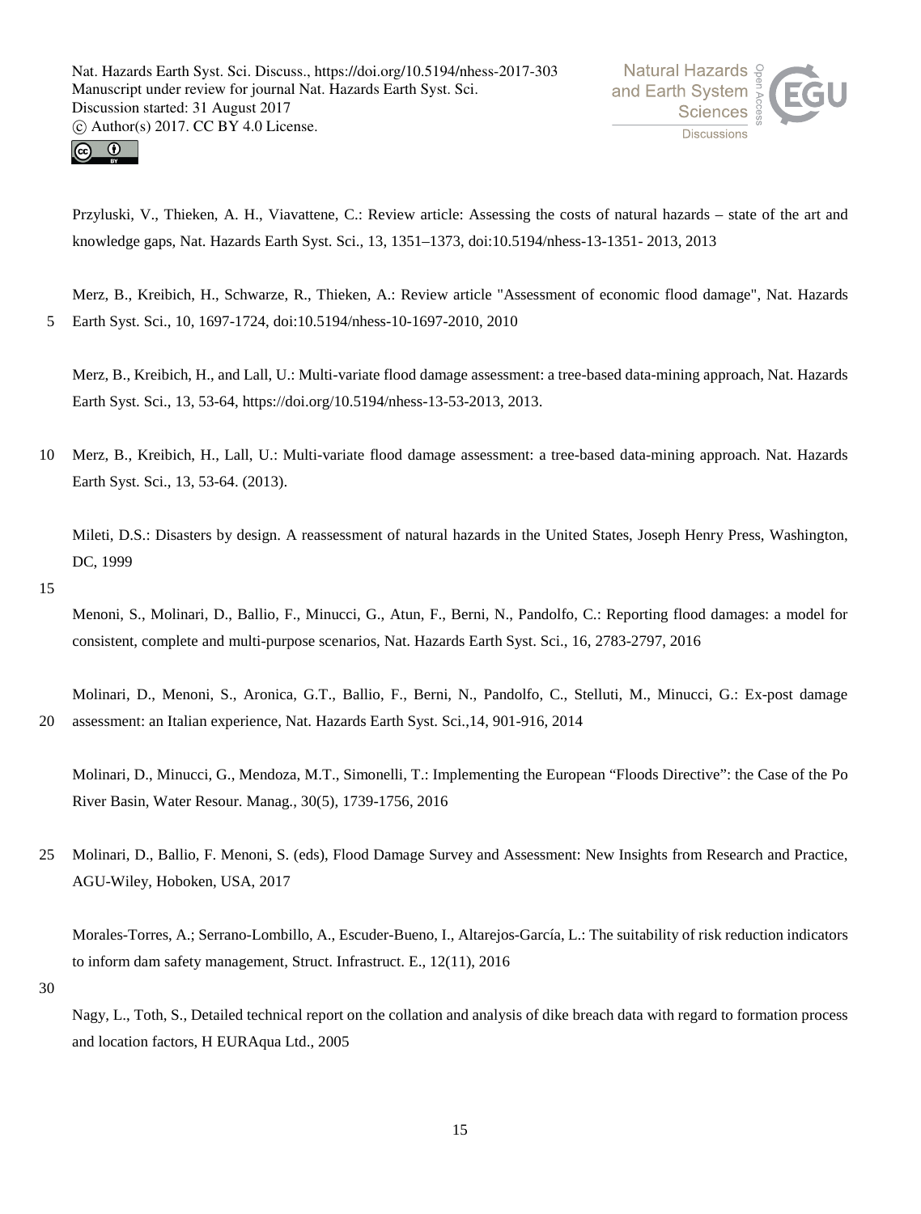Przyluski, V., Thieken, A. H., Viavattene, C.: Review article: Assessing the costs of natural hazards – state of the art and knowledge gaps, Nat. Hazards Earth Syst. Sci., 13, 1351–1373, doi:10.5194/nhess-13-1351- 2013, 2013

Merz, B., Kreibich, H., Schwarze, R., Thieken, A.: Review article "Assessment of economic flood damage", Nat. Hazards Earth Syst. Sci., 10, 1697-1724, doi:10.5194/nhess-10-1697-2010, 2010

Merz, B., Kreibich, H., and Lall, U.: Multi-variate flood damage assessment: a tree-based data-mining approach, Nat. Hazards Earth Syst. Sci., 13, 53-64, https://doi.org/10.5194/nhess-13-53-2013, 2013.

Merz, B., Kreibich, H., Lall, U.: Multi-variate flood damage assessment: a tree-based data-mining approach. Nat. Hazards Earth Syst. Sci., 13, 53-64. (2013).

Mileti, D.S.: Disasters by design. A reassessment of natural hazards in the United States, Joseph Henry Press, Washington, DC, 1999

Menoni, S., Molinari, D., Ballio, F., Minucci, G., Atun, F., Berni, N., Pandolfo, C.: Reporting flood damages: a model for consistent, complete and multi-purpose scenarios, Nat. Hazards Earth Syst. Sci., 16, 2783-2797, 2016

Molinari, D., Menoni, S., Aronica, G.T., Ballio, F., Berni, N., Pandolfo, C., Stelluti, M., Minucci, G.: Ex-post damage assessment: an Italian experience, Nat. Hazards Earth Syst. Sci.,14, 901-916, 2014

Molinari, D., Minucci, G., Mendoza, M.T., Simonelli, T.: Implementing the European "Floods Directive": the Case of the Po River Basin, Water Resour. Manag., 30(5), 1739-1756, 2016

Molinari, D., Ballio, F. Menoni, S. (eds), Flood Damage Survey and Assessment: New Insights from Research and Practice, AGU-Wiley, Hoboken, USA, 2017

Morales-Torres, A.; Serrano-Lombillo, A., Escuder-Bueno, I., Altarejos-García, L.: The suitability of risk reduction indicators to inform dam safety management, Struct. Infrastruct. E., 12(11), 2016

Nagy, L., Toth, S., Detailed technical report on the collation and analysis of dike breach data with regard to formation process and location factors, H EURAqua Ltd., 2005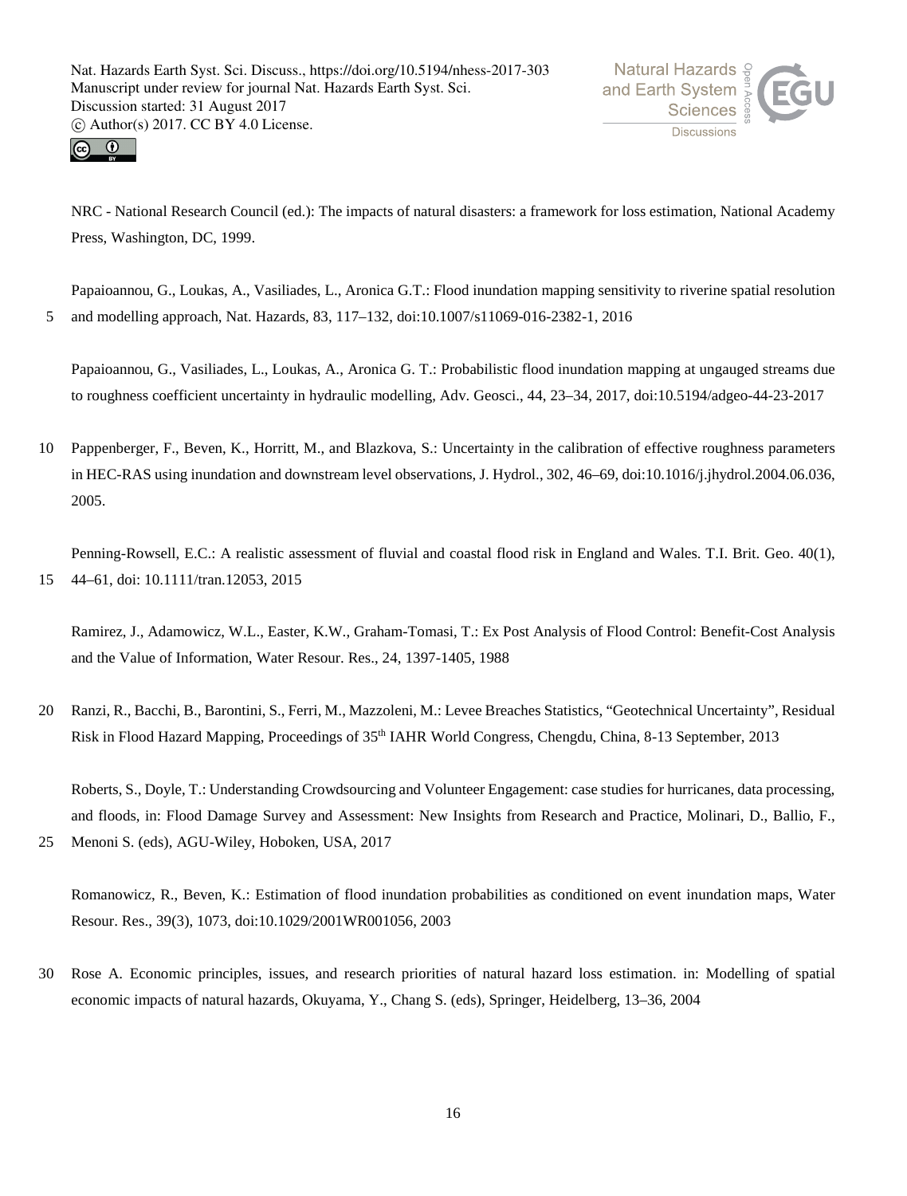NRC - National Research Council (ed.): The impacts of natural disasters: a framework for loss estimation, National Academy Press, Washington, DC, 1999.

Papaioannou, G., Loukas, A., Vasiliades, L., Aronica G.T.: Flood inundation mapping sensitivity to riverine spatial resolution and modelling approach, Nat. Hazards, 83, 117–132, doi:10.1007/s11069-016-2382-1, 2016

Papaioannou, G., Vasiliades, L., Loukas, A., Aronica G. T.: Probabilistic flood inundation mapping at ungauged streams due to roughness coefficient uncertainty in hydraulic modelling, Adv. Geosci., 44, 23–34, 2017, doi:10.5194/adgeo-44-23-2017

Pappenberger, F., Beven, K., Horritt, M., and Blazkova, S.: Uncertainty in the calibration of effective roughness parameters in HEC-RAS using inundation and downstream level observations, J. Hydrol., 302, 46–69, doi:10.1016/j.jhydrol.2004.06.036, 2005.

Penning-Rowsell, E.C.: A realistic assessment of fluvial and coastal flood risk in England and Wales. T.I. Brit. Geo. 40(1), 44–61, doi: 10.1111/tran.12053, 2015

Ramirez, J., Adamowicz, W.L., Easter, K.W., Graham-Tomasi, T.: Ex Post Analysis of Flood Control: Benefit-Cost Analysis and the Value of Information, Water Resour. Res., 24, 1397-1405, 1988

Ranzi, R., Bacchi, B., Barontini, S., Ferri, M., Mazzoleni, M.: Levee Breaches Statistics, "Geotechnical Uncertainty", Residual Risk in Flood Hazard Mapping, Proceedings of 35th IAHR World Congress, Chengdu, China, 8-13 September, 2013

Roberts, S., Doyle, T.: Understanding Crowdsourcing and Volunteer Engagement: case studies for hurricanes, data processing, and floods, in: Flood Damage Survey and Assessment: New Insights from Research and Practice, Molinari, D., Ballio, F., Menoni S. (eds), AGU-Wiley, Hoboken, USA, 2017

Romanowicz, R., Beven, K.: Estimation of flood inundation probabilities as conditioned on event inundation maps, Water Resour. Res., 39(3), 1073, doi:10.1029/2001WR001056, 2003

Rose A. Economic principles, issues, and research priorities of natural hazard loss estimation. in: Modelling of spatial economic impacts of natural hazards, Okuyama, Y., Chang S. (eds), Springer, Heidelberg, 13–36, 2004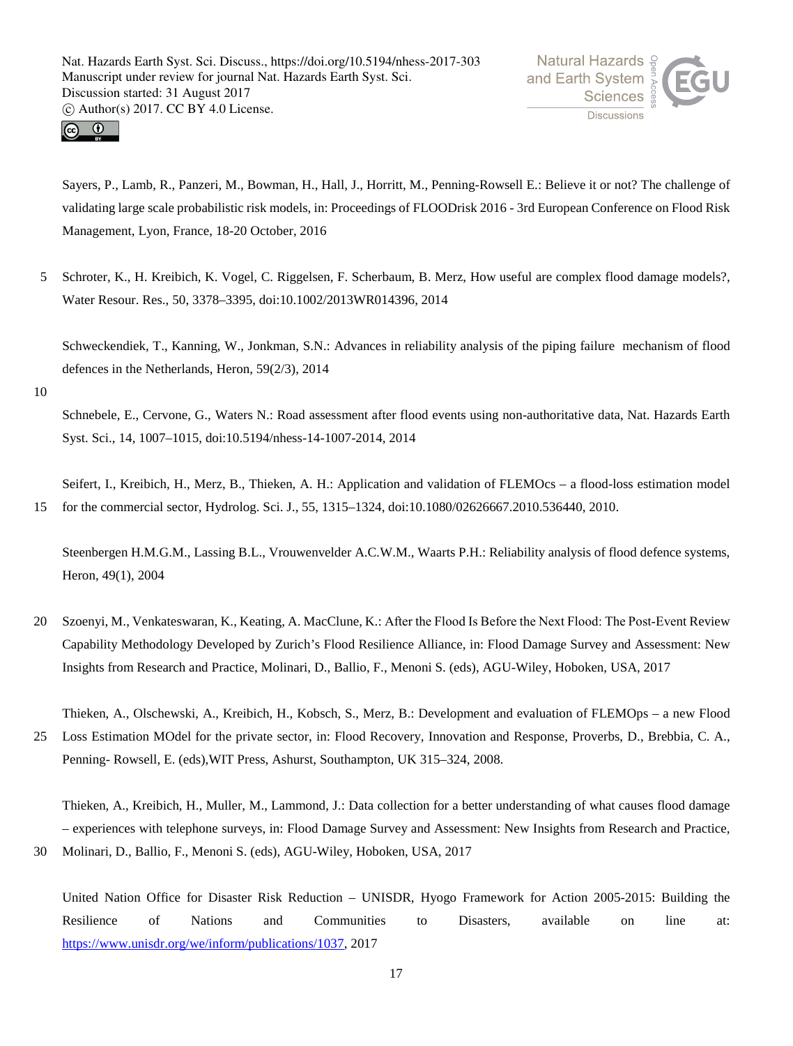Sayers, P., Lamb, R., Panzeri, M., Bowman, H., Hall, J., Horritt, M., Penning-Rowsell E.: Believe it or not? The challenge of validating large scale probabilistic risk models, in: Proceedings of FLOODrisk 2016 - 3rd European Conference on Flood Risk Management, Lyon, France, 18-20 October, 2016

Schroter, K., H. Kreibich, K. Vogel, C. Riggelsen, F. Scherbaum, B. Merz, How useful are complex flood damage models?, Water Resour. Res., 50, 3378–3395, doi:10.1002/2013WR014396, 2014

Schweckendiek, T., Kanning, W., Jonkman, S.N.: Advances in reliability analysis of the piping failure mechanism of flood defences in the Netherlands, Heron, 59(2/3), 2014

Schnebele, E., Cervone, G., Waters N.: Road assessment after flood events using non-authoritative data, Nat. Hazards Earth Syst. Sci., 14, 1007–1015, doi:10.5194/nhess-14-1007-2014, 2014

Seifert, I., Kreibich, H., Merz, B., Thieken, A. H.: Application and validation of FLEMOcs – a flood-loss estimation model for the commercial sector, Hydrolog. Sci. J., 55, 1315–1324, doi:10.1080/02626667.2010.536440, 2010.

Steenbergen H.M.G.M., Lassing B.L., Vrouwenvelder A.C.W.M., Waarts P.H.: Reliability analysis of flood defence systems, Heron, 49(1), 2004

Szoenyi, M., Venkateswaran, K., Keating, A. MacClune, K.: After the Flood Is Before the Next Flood: The Post-Event Review Capability Methodology Developed by Zurich's Flood Resilience Alliance, in: Flood Damage Survey and Assessment: New Insights from Research and Practice, Molinari, D., Ballio, F., Menoni S. (eds), AGU-Wiley, Hoboken, USA, 2017

Thieken, A., Olschewski, A., Kreibich, H., Kobsch, S., Merz, B.: Development and evaluation of FLEMOps – a new Flood Loss Estimation MOdel for the private sector, in: Flood Recovery, Innovation and Response, Proverbs, D., Brebbia, C. A., Penning- Rowsell, E. (eds),WIT Press, Ashurst, Southampton, UK 315–324, 2008.

Thieken, A., Kreibich, H., Muller, M., Lammond, J.: Data collection for a better understanding of what causes flood damage – experiences with telephone surveys, in: Flood Damage Survey and Assessment: New Insights from Research and Practice, Molinari, D., Ballio, F., Menoni S. (eds), AGU-Wiley, Hoboken, USA, 2017

United Nation Office for Disaster Risk Reduction – UNISDR, Hyogo Framework for Action 2005-2015: Building the Resilience of Nations and Communities to Disasters, available on line at: https://www.unisdr.org/we/inform/publications/1037, 2017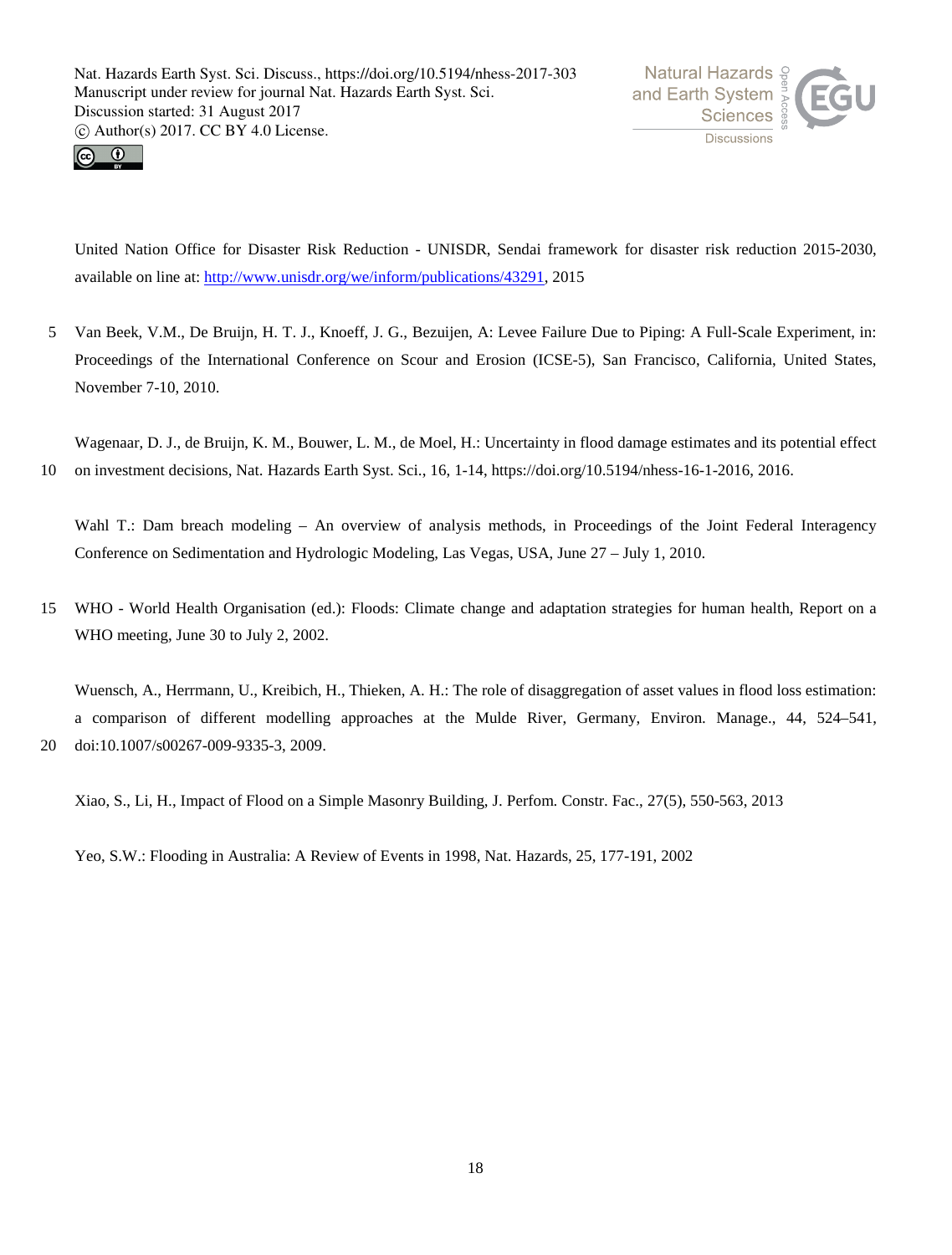United Nation Office for Disaster Risk Reduction - UNISDR, Sendai framework for disaster risk reduction 2015-2030, available on line at: http://www.unisdr.org/we/inform/publications/43291, 2015

Van Beek, V.M., De Bruijn, H. T. J., Knoeff, J. G., Bezuijen, A: Levee Failure Due to Piping: A Full-Scale Experiment, in: Proceedings of the International Conference on Scour and Erosion (ICSE-5), San Francisco, California, United States, November 7-10, 2010.

Wagenaar, D. J., de Bruijn, K. M., Bouwer, L. M., de Moel, H.: Uncertainty in flood damage estimates and its potential effect on investment decisions, Nat. Hazards Earth Syst. Sci., 16, 1-14, https://doi.org/10.5194/nhess-16-1-2016, 2016.

Wahl T.: Dam breach modeling – An overview of analysis methods, in Proceedings of the Joint Federal Interagency Conference on Sedimentation and Hydrologic Modeling, Las Vegas, USA, June 27 – July 1, 2010.

WHO - World Health Organisation (ed.): Floods: Climate change and adaptation strategies for human health, Report on a WHO meeting, June 30 to July 2, 2002.

Wuensch, A., Herrmann, U., Kreibich, H., Thieken, A. H.: The role of disaggregation of asset values in flood loss estimation: a comparison of different modelling approaches at the Mulde River, Germany, Environ. Manage., 44, 524–541, doi:10.1007/s00267-009-9335-3, 2009.

Xiao, S., Li, H., Impact of Flood on a Simple Masonry Building, J. Perfom. Constr. Fac., 27(5), 550-563, 2013

Yeo, S.W.: Flooding in Australia: A Review of Events in 1998, Nat. Hazards, 25, 177-191, 2002